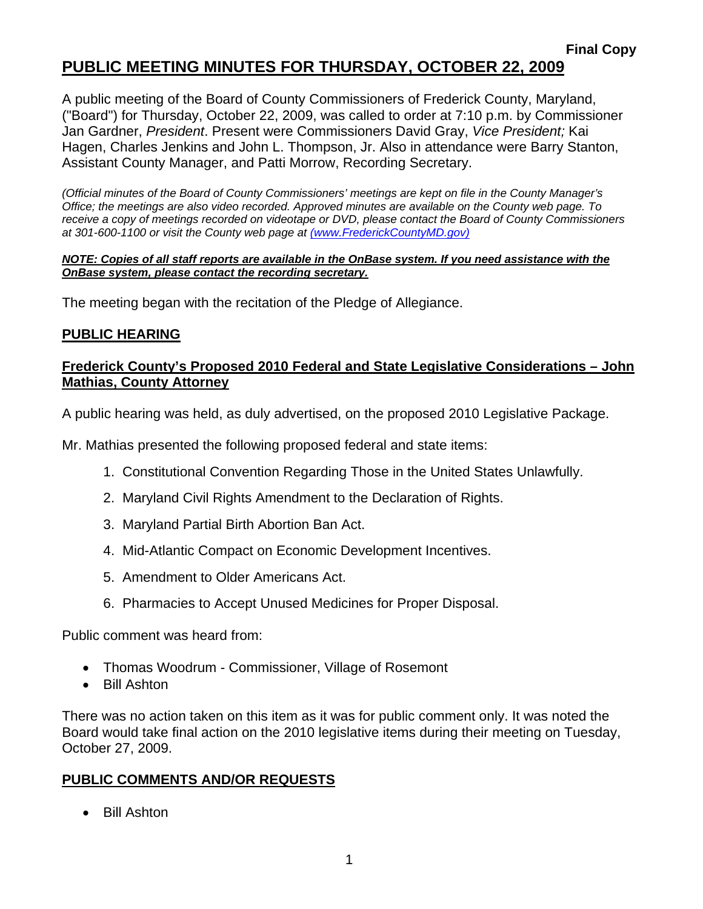**Final Copy**

# PUBLIC MEETING MINUTES FOR THURSDAY, OCTOBER 22, 2009

A public meeting of the Board of County Commissioners of Frederick County, Maryland, ("Board") for Thursday, October 22, 2009, was called to order at 7:10 p.m. by Commissioner Jan Gardner, *President*. Present were Commissioners David Gray, *Vice President;* Kai Hagen, Charles Jenkins and John L. Thompson, Jr. Also in attendance were Barry Stanton, Assistant County Manager, and Patti Morrow, Recording Secretary.

*(Official minutes of the Board of County Commissioners' meetings are kept on file in the County Manager's Office; the meetings are also video recorded. Approved minutes are available on the County web page. To receive a copy of meetings recorded on videotape or DVD, please contact the Board of County Commissioners at 301-600-1100 or visit the County web page at (www.FrederickCountyMD.gov)*

***NOTE: Copies of all staff reports are available in the OnBase system. If you need assistance with the OnBase system, please contact the recording secretary.***

The meeting began with the recitation of the Pledge of Allegiance.

## PUBLIC HEARING

### Frederick County's Proposed 2010 Federal and State Legislative Considerations – John Mathias, County Attorney

A public hearing was held, as duly advertised, on the proposed 2010 Legislative Package.

Mr. Mathias presented the following proposed federal and state items:

1. Constitutional Convention Regarding Those in the United States Unlawfully.
2. Maryland Civil Rights Amendment to the Declaration of Rights.
3. Maryland Partial Birth Abortion Ban Act.
4. Mid-Atlantic Compact on Economic Development Incentives.
5. Amendment to Older Americans Act.
6. Pharmacies to Accept Unused Medicines for Proper Disposal.

Public comment was heard from:

- Thomas Woodrum - Commissioner, Village of Rosemont
- Bill Ashton

There was no action taken on this item as it was for public comment only. It was noted the Board would take final action on the 2010 legislative items during their meeting on Tuesday, October 27, 2009.

## PUBLIC COMMENTS AND/OR REQUESTS

- Bill Ashton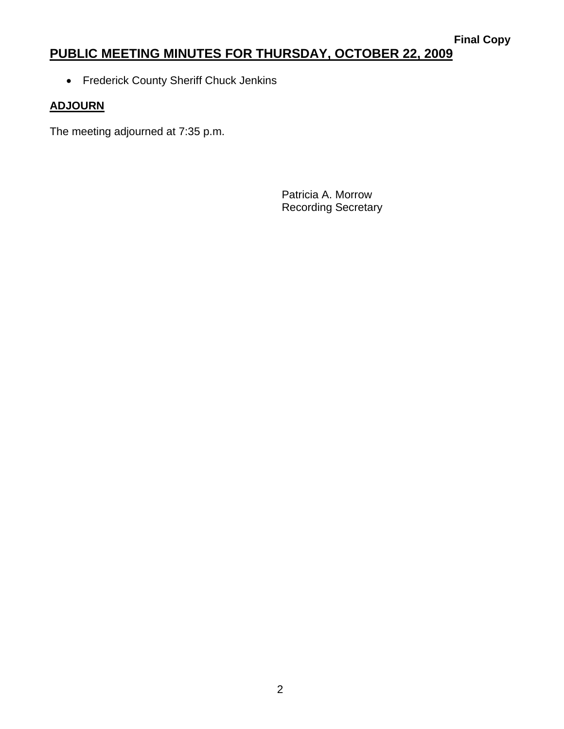- Frederick County Sheriff Chuck Jenkins

## ADJOURN

The meeting adjourned at 7:35 p.m.

Patricia A. Morrow
Recording Secretary